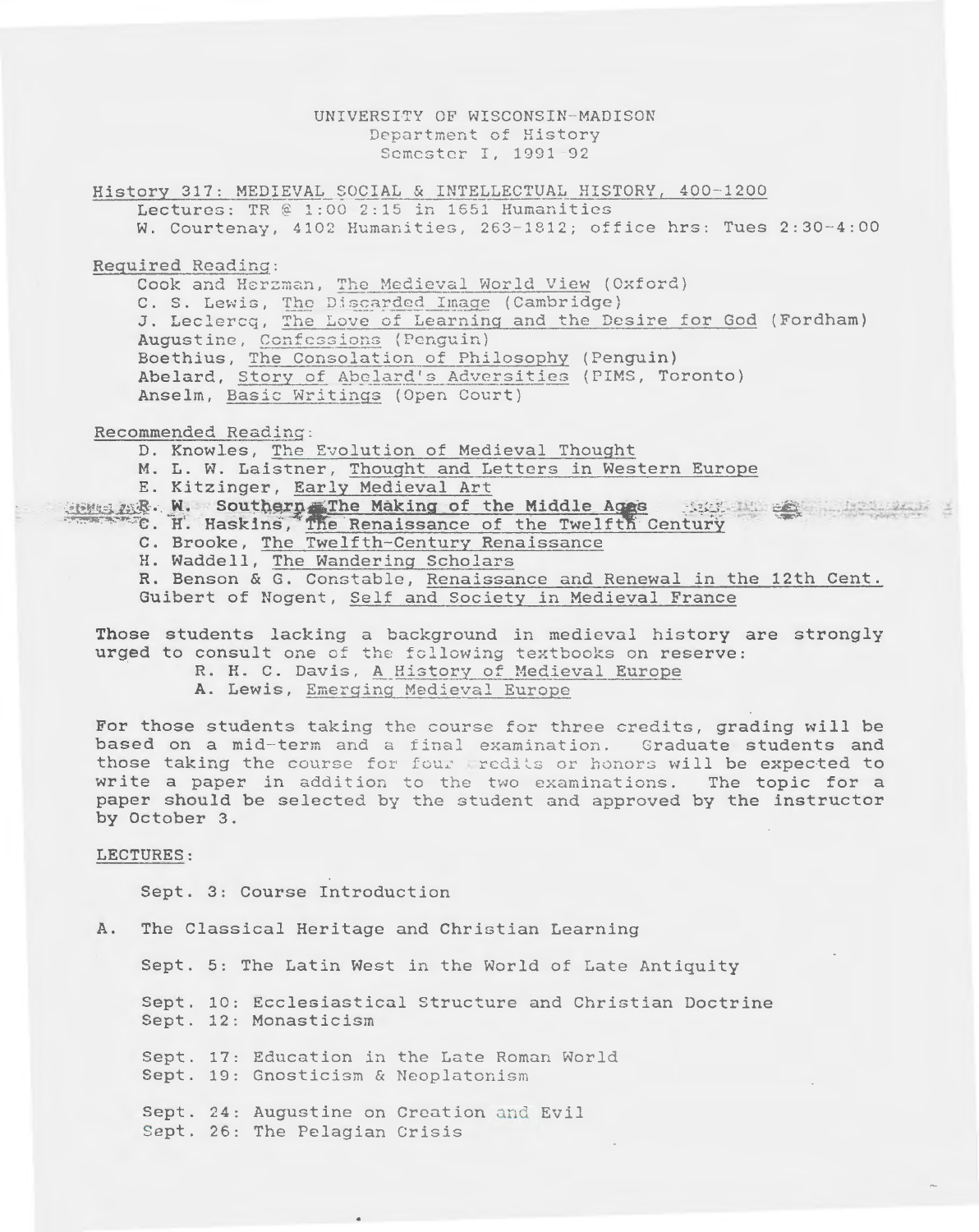UNIVERSITY OF WISCONSIN-MADISON
Department of History
Semester I, 1991-92

History 317: MEDIEVAL SOCIAL & INTELLECTUAL HISTORY, 400-1200

Lectures: TR @ 1:00-2:15 in 1651 Humanities
W. Courtenay, 4102 Humanities, 263-1812; office hrs: Tues 2:30-4:00

Required Reading:

- Cook and Herzman, The Medieval World View (Oxford)
- C. S. Lewis, The Discarded Image (Cambridge)
- J. Leclercq, The Love of Learning and the Desire for God (Fordham)
- Augustine, Confessions (Penguin)
- Boethius, The Consolation of Philosophy (Penguin)
- Abelard, Story of Abelard's Adversities (PIMS, Toronto)
- Anselm, Basic Writings (Open Court)

Recommended Reading:

- D. Knowles, The Evolution of Medieval Thought
- M. L. W. Laistner, Thought and Letters in Western Europe
- E. Kitzinger, Early Medieval Art
- R. W. Southern, The Making of the Middle Ages
- C. H. Haskins, The Renaissance of the Twelfth Century
- C. Brooke, The Twelfth-Century Renaissance
- H. Waddell, The Wandering Scholars
- R. Benson & G. Constable, Renaissance and Renewal in the 12th Cent.
- Guibert of Nogent, Self and Society in Medieval France

Those students lacking a background in medieval history are strongly urged to consult one of the following textbooks on reserve:

- R. H. C. Davis, A History of Medieval Europe
- A. Lewis, Emerging Medieval Europe

For those students taking the course for three credits, grading will be based on a mid-term and a final examination. Graduate students and those taking the course for four credits or honors will be expected to write a paper in addition to the two examinations. The topic for a paper should be selected by the student and approved by the instructor by October 3.

LECTURES:

Sept. 3: Course Introduction

A. The Classical Heritage and Christian Learning

Sept. 5: The Latin West in the World of Late Antiquity

Sept. 10: Ecclesiastical Structure and Christian Doctrine
Sept. 12: Monasticism

Sept. 17: Education in the Late Roman World
Sept. 19: Gnosticism & Neoplatonism

Sept. 24: Augustine on Creation and Evil
Sept. 26: The Pelagian Crisis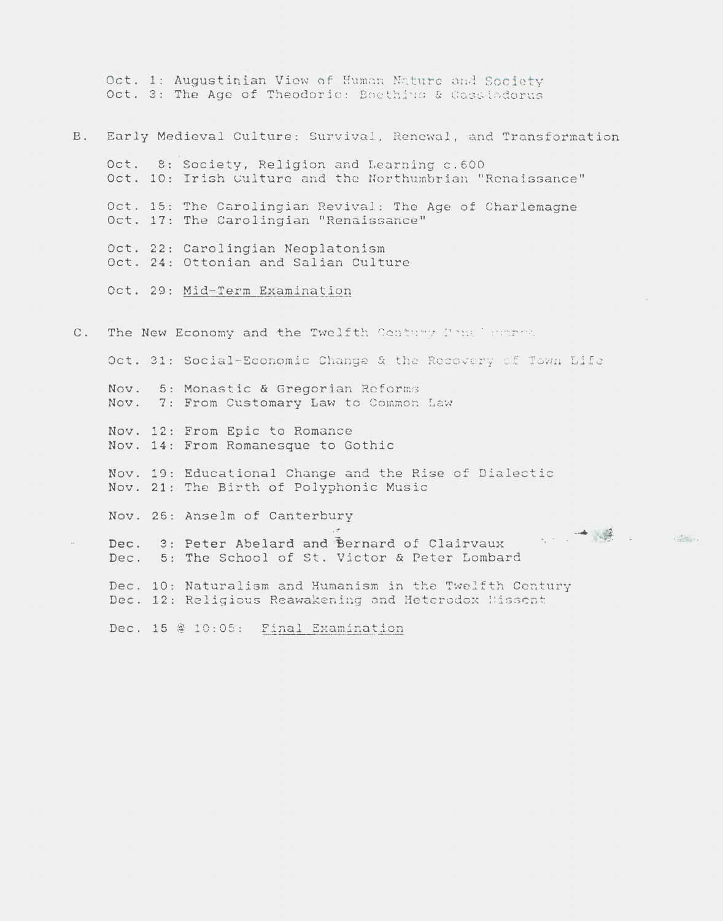Oct. 1: Augustinian View of Human Nature and Society
Oct. 3: The Age of Theodoric: Boethius & Cassiodorus

B. Early Medieval Culture: Survival, Renewal, and Transformation

Oct. 8: Society, Religion and Learning c.600
Oct. 10: Irish Culture and the Northumbrian "Renaissance"

Oct. 15: The Carolingian Revival: The Age of Charlemagne
Oct. 17: The Carolingian "Renaissance"

Oct. 22: Carolingian Neoplatonism
Oct. 24: Ottonian and Salian Culture

Oct. 29: <u>Mid-Term Examination</u>

C. The New Economy and the Twelfth Century Renaissance

Oct. 31: Social-Economic Change & the Recovery of Town Life

Nov. 5: Monastic & Gregorian Reforms
Nov. 7: From Customary Law to Common Law

Nov. 12: From Epic to Romance
Nov. 14: From Romanesque to Gothic

Nov. 19: Educational Change and the Rise of Dialectic
Nov. 21: The Birth of Polyphonic Music

Nov. 26: Anselm of Canterbury

Dec. 3: Peter Abelard and Bernard of Clairvaux
Dec. 5: The School of St. Victor & Peter Lombard

Dec. 10: Naturalism and Humanism in the Twelfth Century
Dec. 12: Religious Reawakening and Heterodox Dissent

Dec. 15 @ 10:05: <u>Final Examination</u>